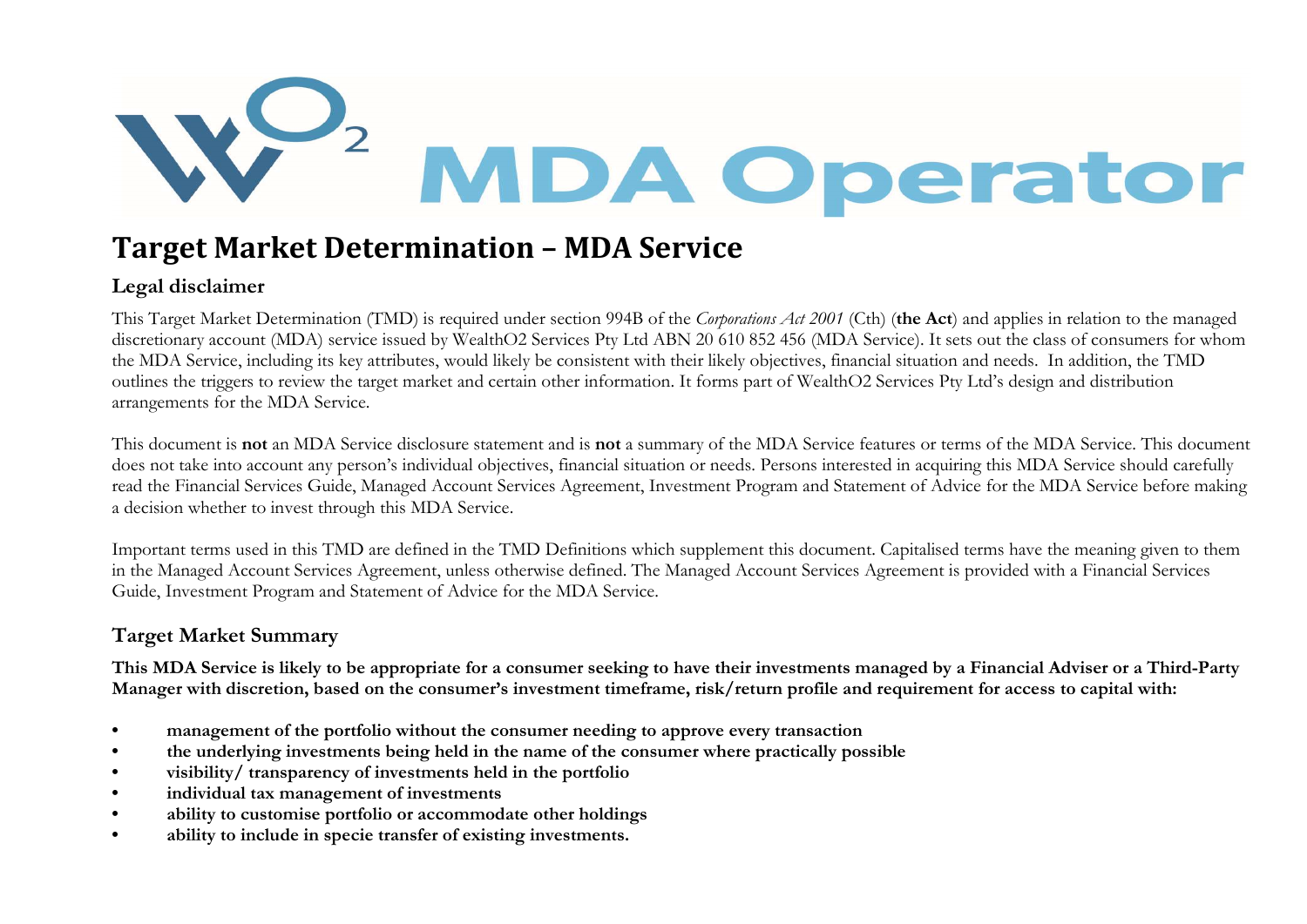# Target Market Determination – MDA Service

## Legal disclaimer

This Target Market Determination (TMD) is required under section 994B of the *Corporations Act 2001* (Cth) (**the Act**) and applies in relation to the managed discretionary account (MDA) service issued by WealthO2 Services Pty Ltd ABN 20 610 852 456 (MDA Service). It sets out the class of consumers for whom the MDA Service, including its key attributes, would likely be consistent with their likely objectives, financial situation and needs. In addition, the TMD outlines the triggers to review the target market and certain other information. It forms part of WealthO2 Services Pty Ltd's design and distribution arrangements for the MDA Service.

This document is **not** an MDA Service disclosure statement and is **not** a summary of the MDA Service features or terms of the MDA Service. This document does not take into account any person's individual objectives, financial situation or needs. Persons interested in acquiring this MDA Service should carefully read the Financial Services Guide, Managed Account Services Agreement, Investment Program and Statement of Advice for the MDA Service before making a decision whether to invest through this MDA Service.

Important terms used in this TMD are defined in the TMD Definitions which supplement this document. Capitalised terms have the meaning given to them in the Managed Account Services Agreement, unless otherwise defined. The Managed Account Services Agreement is provided with a Financial Services Guide, Investment Program and Statement of Advice for the MDA Service.

## Target Market Summary

**This MDA Service is likely to be appropriate for a consumer seeking to have their investments managed by a Financial Adviser or a Third-Party Manager with discretion, based on the consumer's investment timeframe, risk/return profile and requirement for access to capital with:**

- **management of the portfolio without the consumer needing to approve every transaction**
- **the underlying investments being held in the name of the consumer where practically possible**
- **visibility/ transparency of investments held in the portfolio**
- **individual tax management of investments**
- **ability to customise portfolio or accommodate other holdings**
- **ability to include in specie transfer of existing investments.**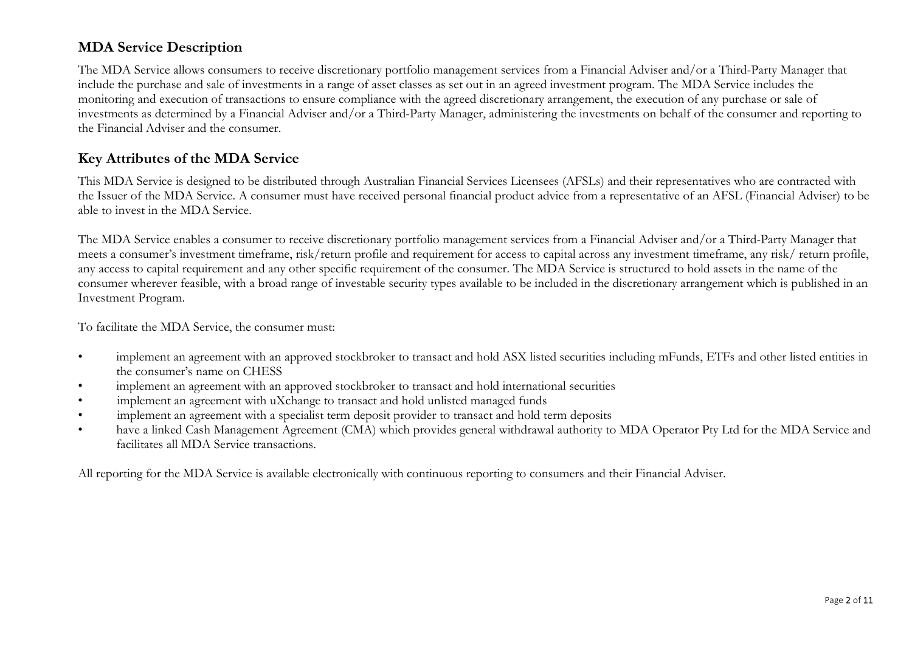## MDA Service Description

The MDA Service allows consumers to receive discretionary portfolio management services from a Financial Adviser and/or a Third-Party Manager that include the purchase and sale of investments in a range of asset classes as set out in an agreed investment program. The MDA Service includes the monitoring and execution of transactions to ensure compliance with the agreed discretionary arrangement, the execution of any purchase or sale of investments as determined by a Financial Adviser and/or a Third-Party Manager, administering the investments on behalf of the consumer and reporting to the Financial Adviser and the consumer.

## Key Attributes of the MDA Service

This MDA Service is designed to be distributed through Australian Financial Services Licensees (AFSLs) and their representatives who are contracted with the Issuer of the MDA Service. A consumer must have received personal financial product advice from a representative of an AFSL (Financial Adviser) to be able to invest in the MDA Service.

The MDA Service enables a consumer to receive discretionary portfolio management services from a Financial Adviser and/or a Third-Party Manager that meets a consumer's investment timeframe, risk/return profile and requirement for access to capital across any investment timeframe, any risk/ return profile, any access to capital requirement and any other specific requirement of the consumer. The MDA Service is structured to hold assets in the name of the consumer wherever feasible, with a broad range of investable security types available to be included in the discretionary arrangement which is published in an Investment Program.

To facilitate the MDA Service, the consumer must:

- implement an agreement with an approved stockbroker to transact and hold ASX listed securities including mFunds, ETFs and other listed entities in the consumer's name on CHESS
- implement an agreement with an approved stockbroker to transact and hold international securities
- implement an agreement with uXchange to transact and hold unlisted managed funds
- implement an agreement with a specialist term deposit provider to transact and hold term deposits
- have a linked Cash Management Agreement (CMA) which provides general withdrawal authority to MDA Operator Pty Ltd for the MDA Service and facilitates all MDA Service transactions.

All reporting for the MDA Service is available electronically with continuous reporting to consumers and their Financial Adviser.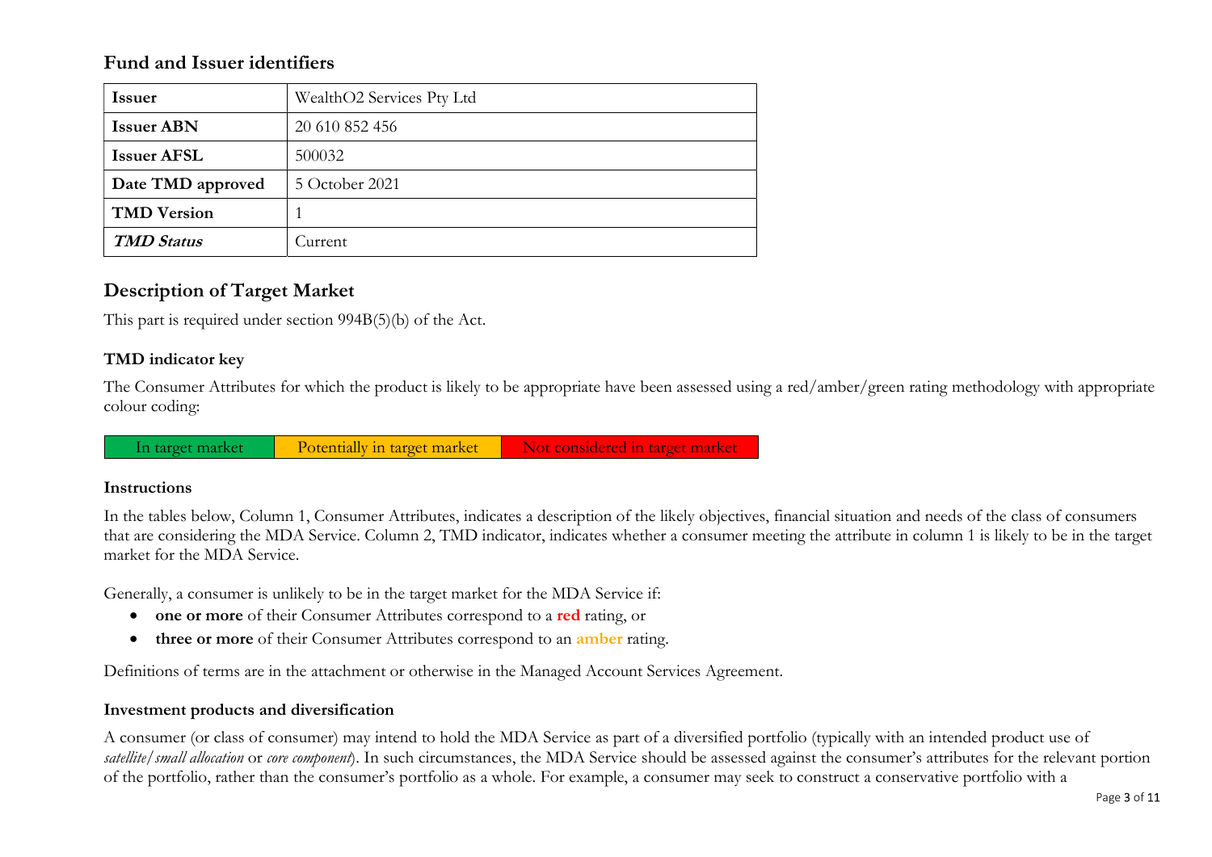## Fund and Issuer identifiers

| **Issuer** | WealthO2 Services Pty Ltd |
|---|---|
| **Issuer ABN** | 20 610 852 456 |
| **Issuer AFSL** | 500032 |
| **Date TMD approved** | 5 October 2021 |
| **TMD Version** | 1 |
| ***TMD Status*** | Current |

## Description of Target Market

This part is required under section 994B(5)(b) of the Act.

### TMD indicator key

The Consumer Attributes for which the product is likely to be appropriate have been assessed using a red/amber/green rating methodology with appropriate colour coding:

| In target market | Potentially in target market | Not considered in target market |
|---|---|---|

### Instructions

In the tables below, Column 1, Consumer Attributes, indicates a description of the likely objectives, financial situation and needs of the class of consumers that are considering the MDA Service. Column 2, TMD indicator, indicates whether a consumer meeting the attribute in column 1 is likely to be in the target market for the MDA Service.

Generally, a consumer is unlikely to be in the target market for the MDA Service if:

- **one or more** of their Consumer Attributes correspond to a **red** rating, or
- **three or more** of their Consumer Attributes correspond to an **amber** rating.

Definitions of terms are in the attachment or otherwise in the Managed Account Services Agreement.

### Investment products and diversification

A consumer (or class of consumer) may intend to hold the MDA Service as part of a diversified portfolio (typically with an intended product use of *satellite/small allocation* or *core component*). In such circumstances, the MDA Service should be assessed against the consumer's attributes for the relevant portion of the portfolio, rather than the consumer's portfolio as a whole. For example, a consumer may seek to construct a conservative portfolio with a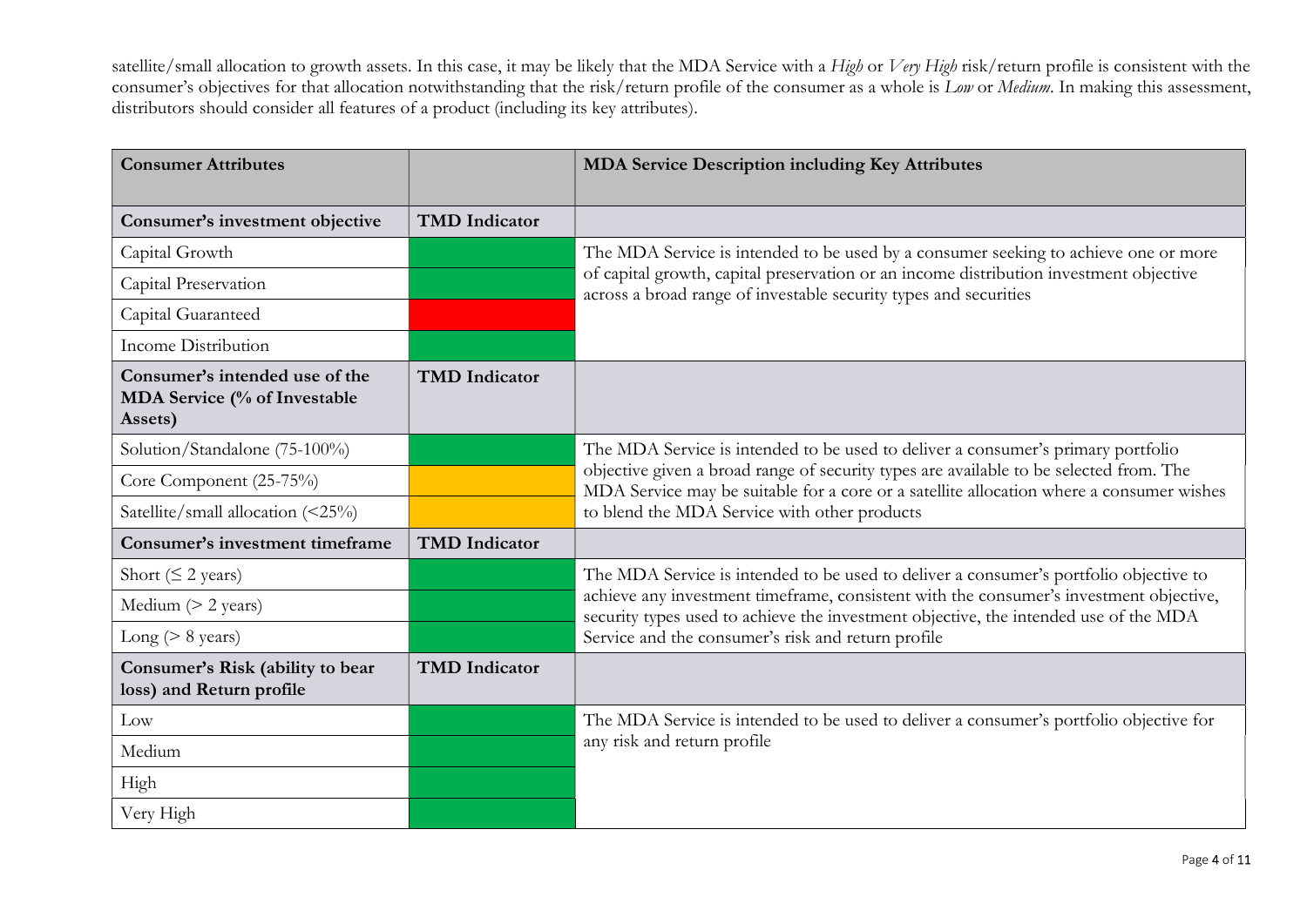satellite/small allocation to growth assets. In this case, it may be likely that the MDA Service with a *High* or *Very High* risk/return profile is consistent with the consumer's objectives for that allocation notwithstanding that the risk/return profile of the consumer as a whole is *Low* or *Medium*. In making this assessment, distributors should consider all features of a product (including its key attributes).

| **Consumer Attributes** | | **MDA Service Description including Key Attributes** |
|---|---|---|
| **Consumer's investment objective** | **TMD Indicator** | |
| Capital Growth | Green | The MDA Service is intended to be used by a consumer seeking to achieve one or more of capital growth, capital preservation or an income distribution investment objective across a broad range of investable security types and securities |
| Capital Preservation | Green | |
| Capital Guaranteed | Red | |
| Income Distribution | Green | |
| **Consumer's intended use of the MDA Service (% of Investable Assets)** | **TMD Indicator** | |
| Solution/Standalone (75-100%) | Green | The MDA Service is intended to be used to deliver a consumer's primary portfolio objective given a broad range of security types are available to be selected from. The MDA Service may be suitable for a core or a satellite allocation where a consumer wishes to blend the MDA Service with other products |
| Core Component (25-75%) | Amber | |
| Satellite/small allocation (<25%) | Amber | |
| **Consumer's investment timeframe** | **TMD Indicator** | |
| Short (≤ 2 years) | Green | The MDA Service is intended to be used to deliver a consumer's portfolio objective to achieve any investment timeframe, consistent with the consumer's investment objective, security types used to achieve the investment objective, the intended use of the MDA Service and the consumer's risk and return profile |
| Medium (> 2 years) | Green | |
| Long (> 8 years) | Green | |
| **Consumer's Risk (ability to bear loss) and Return profile** | **TMD Indicator** | |
| Low | Green | The MDA Service is intended to be used to deliver a consumer's portfolio objective for any risk and return profile |
| Medium | Green | |
| High | Green | |
| Very High | Green | |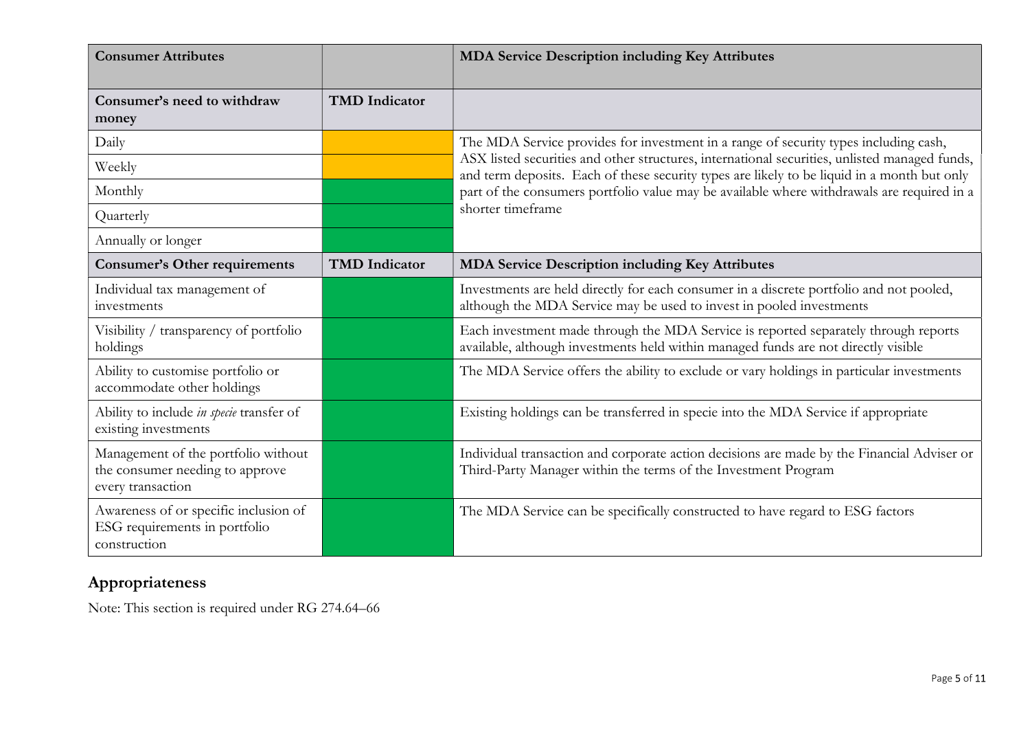| Consumer Attributes | | MDA Service Description including Key Attributes |
|---|---|---|
| **Consumer's need to withdraw money** | **TMD Indicator** | |
| Daily | | The MDA Service provides for investment in a range of security types including cash, ASX listed securities and other structures, international securities, unlisted managed funds, and term deposits. Each of these security types are likely to be liquid in a month but only part of the consumers portfolio value may be available where withdrawals are required in a shorter timeframe |
| Weekly | | |
| Monthly | | |
| Quarterly | | |
| Annually or longer | | |
| **Consumer's Other requirements** | **TMD Indicator** | **MDA Service Description including Key Attributes** |
| Individual tax management of investments | | Investments are held directly for each consumer in a discrete portfolio and not pooled, although the MDA Service may be used to invest in pooled investments |
| Visibility / transparency of portfolio holdings | | Each investment made through the MDA Service is reported separately through reports available, although investments held within managed funds are not directly visible |
| Ability to customise portfolio or accommodate other holdings | | The MDA Service offers the ability to exclude or vary holdings in particular investments |
| Ability to include *in specie* transfer of existing investments | | Existing holdings can be transferred in specie into the MDA Service if appropriate |
| Management of the portfolio without the consumer needing to approve every transaction | | Individual transaction and corporate action decisions are made by the Financial Adviser or Third-Party Manager within the terms of the Investment Program |
| Awareness of or specific inclusion of ESG requirements in portfolio construction | | The MDA Service can be specifically constructed to have regard to ESG factors |

## Appropriateness

Note: This section is required under RG 274.64–66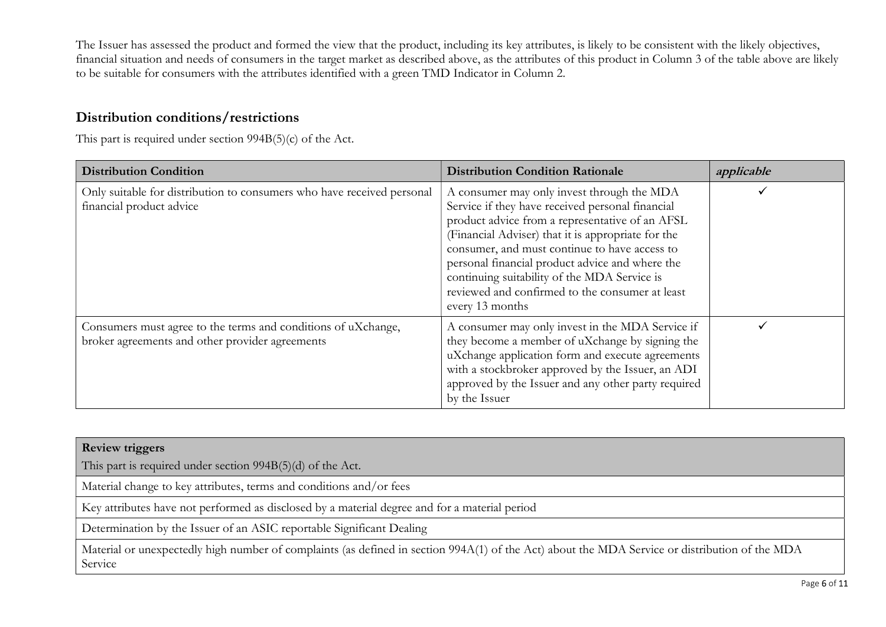The Issuer has assessed the product and formed the view that the product, including its key attributes, is likely to be consistent with the likely objectives, financial situation and needs of consumers in the target market as described above, as the attributes of this product in Column 3 of the table above are likely to be suitable for consumers with the attributes identified with a green TMD Indicator in Column 2.

## Distribution conditions/restrictions

This part is required under section 994B(5)(c) of the Act.

| Distribution Condition | Distribution Condition Rationale | *applicable* |
|---|---|---|
| Only suitable for distribution to consumers who have received personal financial product advice | A consumer may only invest through the MDA Service if they have received personal financial product advice from a representative of an AFSL (Financial Adviser) that it is appropriate for the consumer, and must continue to have access to personal financial product advice and where the continuing suitability of the MDA Service is reviewed and confirmed to the consumer at least every 13 months | ✓ |
| Consumers must agree to the terms and conditions of uXchange, broker agreements and other provider agreements | A consumer may only invest in the MDA Service if they become a member of uXchange by signing the uXchange application form and execute agreements with a stockbroker approved by the Issuer, an ADI approved by the Issuer and any other party required by the Issuer | ✓ |

| **Review triggers**<br>This part is required under section 994B(5)(d) of the Act. |
|---|
| Material change to key attributes, terms and conditions and/or fees |
| Key attributes have not performed as disclosed by a material degree and for a material period |
| Determination by the Issuer of an ASIC reportable Significant Dealing |
| Material or unexpectedly high number of complaints (as defined in section 994A(1) of the Act) about the MDA Service or distribution of the MDA Service |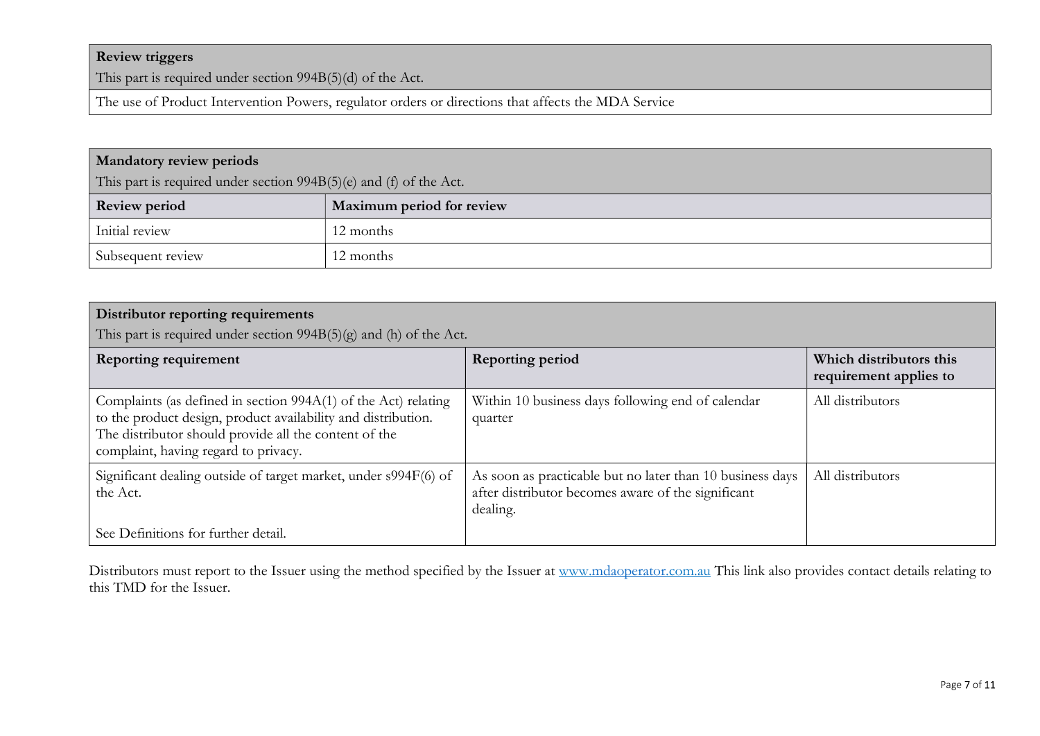| **Review triggers**<br>This part is required under section 994B(5)(d) of the Act. |
| --- |
| The use of Product Intervention Powers, regulator orders or directions that affects the MDA Service |

| **Mandatory review periods**<br>This part is required under section 994B(5)(e) and (f) of the Act. | |
| --- | --- |
| **Review period** | **Maximum period for review** |
| Initial review | 12 months |
| Subsequent review | 12 months |

| **Distributor reporting requirements**<br>This part is required under section 994B(5)(g) and (h) of the Act. | | |
| --- | --- | --- |
| **Reporting requirement** | **Reporting period** | **Which distributors this requirement applies to** |
| Complaints (as defined in section 994A(1) of the Act) relating to the product design, product availability and distribution. The distributor should provide all the content of the complaint, having regard to privacy. | Within 10 business days following end of calendar quarter | All distributors |
| Significant dealing outside of target market, under s994F(6) of the Act.<br><br>See Definitions for further detail. | As soon as practicable but no later than 10 business days after distributor becomes aware of the significant dealing. | All distributors |

Distributors must report to the Issuer using the method specified by the Issuer at [www.mdaoperator.com.au](http://www.mdaoperator.com.au) This link also provides contact details relating to this TMD for the Issuer.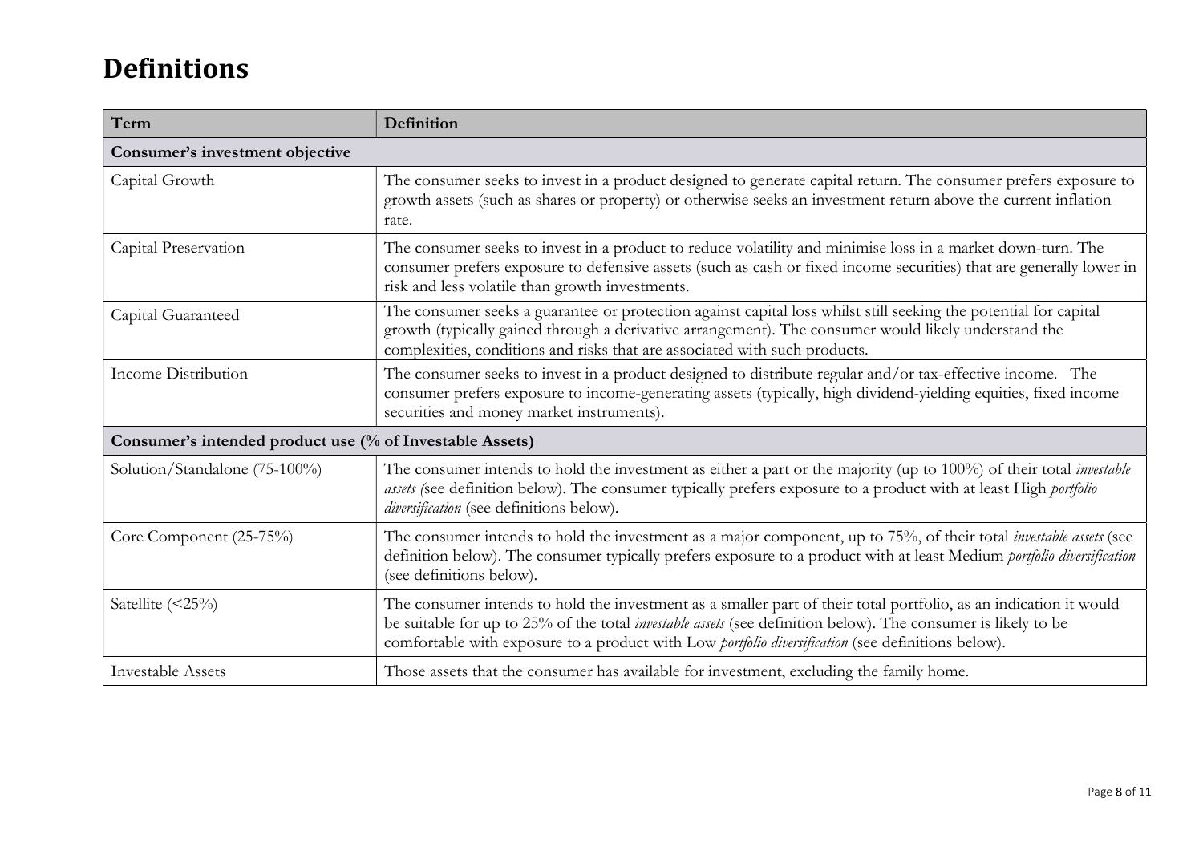# Definitions

| Term | Definition |
|---|---|
| **Consumer's investment objective** | |
| Capital Growth | The consumer seeks to invest in a product designed to generate capital return. The consumer prefers exposure to growth assets (such as shares or property) or otherwise seeks an investment return above the current inflation rate. |
| Capital Preservation | The consumer seeks to invest in a product to reduce volatility and minimise loss in a market down-turn. The consumer prefers exposure to defensive assets (such as cash or fixed income securities) that are generally lower in risk and less volatile than growth investments. |
| Capital Guaranteed | The consumer seeks a guarantee or protection against capital loss whilst still seeking the potential for capital growth (typically gained through a derivative arrangement). The consumer would likely understand the complexities, conditions and risks that are associated with such products. |
| Income Distribution | The consumer seeks to invest in a product designed to distribute regular and/or tax-effective income. The consumer prefers exposure to income-generating assets (typically, high dividend-yielding equities, fixed income securities and money market instruments). |
| **Consumer's intended product use (% of Investable Assets)** | |
| Solution/Standalone (75-100%) | The consumer intends to hold the investment as either a part or the majority (up to 100%) of their total *investable assets (*see definition below). The consumer typically prefers exposure to a product with at least High *portfolio diversification* (see definitions below). |
| Core Component (25-75%) | The consumer intends to hold the investment as a major component, up to 75%, of their total *investable assets* (see definition below). The consumer typically prefers exposure to a product with at least Medium *portfolio diversification* (see definitions below). |
| Satellite (<25%) | The consumer intends to hold the investment as a smaller part of their total portfolio, as an indication it would be suitable for up to 25% of the total *investable assets* (see definition below). The consumer is likely to be comfortable with exposure to a product with Low *portfolio diversification* (see definitions below). |
| Investable Assets | Those assets that the consumer has available for investment, excluding the family home. |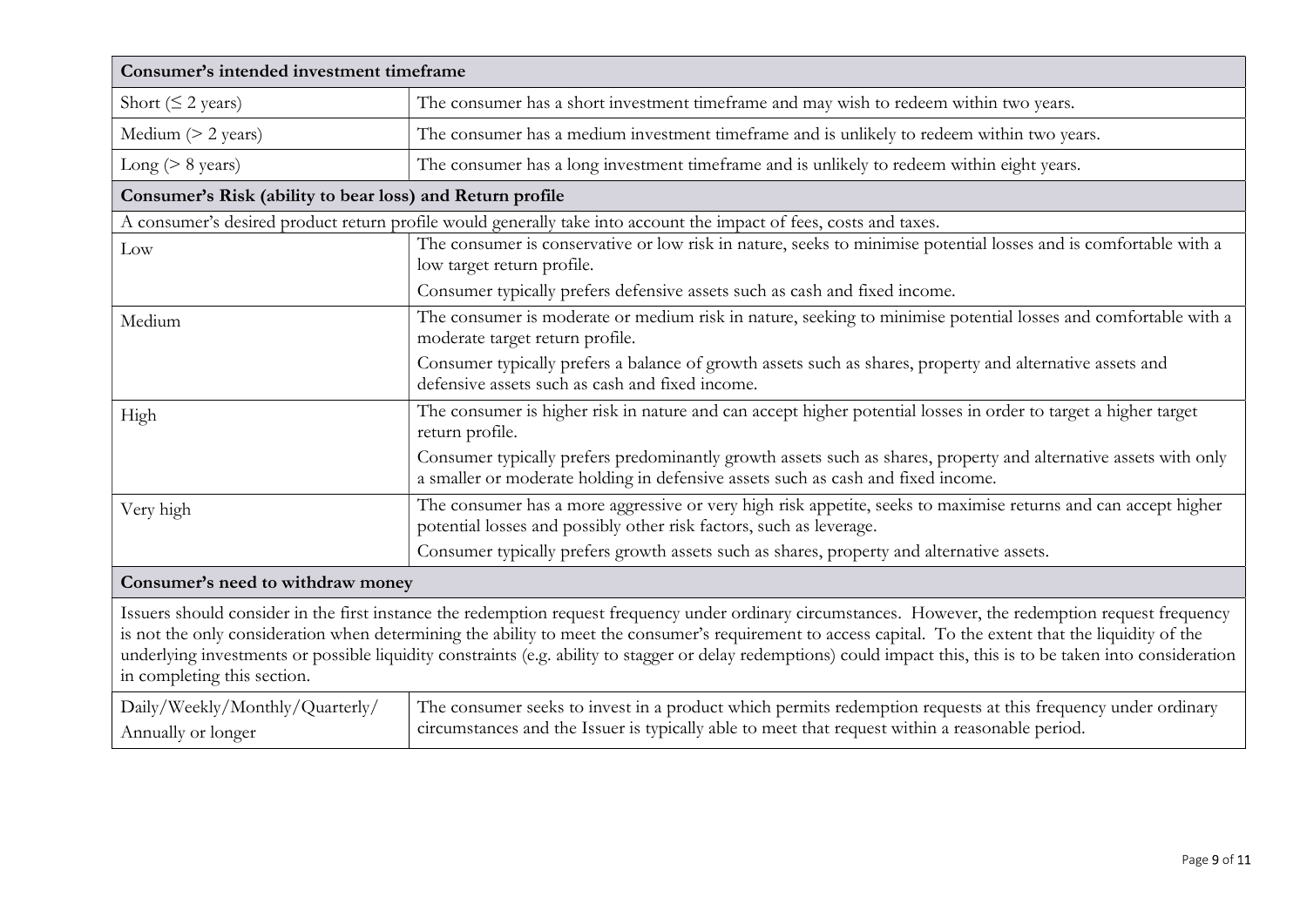| Consumer's intended investment timeframe | |
|---|---|
| Short (≤ 2 years) | The consumer has a short investment timeframe and may wish to redeem within two years. |
| Medium (> 2 years) | The consumer has a medium investment timeframe and is unlikely to redeem within two years. |
| Long (> 8 years) | The consumer has a long investment timeframe and is unlikely to redeem within eight years. |
| **Consumer's Risk (ability to bear loss) and Return profile** | |
| A consumer's desired product return profile would generally take into account the impact of fees, costs and taxes. | |
| Low | The consumer is conservative or low risk in nature, seeks to minimise potential losses and is comfortable with a low target return profile.<br><br>Consumer typically prefers defensive assets such as cash and fixed income. |
| Medium | The consumer is moderate or medium risk in nature, seeking to minimise potential losses and comfortable with a moderate target return profile.<br><br>Consumer typically prefers a balance of growth assets such as shares, property and alternative assets and defensive assets such as cash and fixed income. |
| High | The consumer is higher risk in nature and can accept higher potential losses in order to target a higher target return profile.<br><br>Consumer typically prefers predominantly growth assets such as shares, property and alternative assets with only a smaller or moderate holding in defensive assets such as cash and fixed income. |
| Very high | The consumer has a more aggressive or very high risk appetite, seeks to maximise returns and can accept higher potential losses and possibly other risk factors, such as leverage.<br><br>Consumer typically prefers growth assets such as shares, property and alternative assets. |
| **Consumer's need to withdraw money** | |
| Issuers should consider in the first instance the redemption request frequency under ordinary circumstances. However, the redemption request frequency is not the only consideration when determining the ability to meet the consumer's requirement to access capital. To the extent that the liquidity of the underlying investments or possible liquidity constraints (e.g. ability to stagger or delay redemptions) could impact this, this is to be taken into consideration in completing this section. | |
| Daily/Weekly/Monthly/Quarterly/ Annually or longer | The consumer seeks to invest in a product which permits redemption requests at this frequency under ordinary circumstances and the Issuer is typically able to meet that request within a reasonable period. |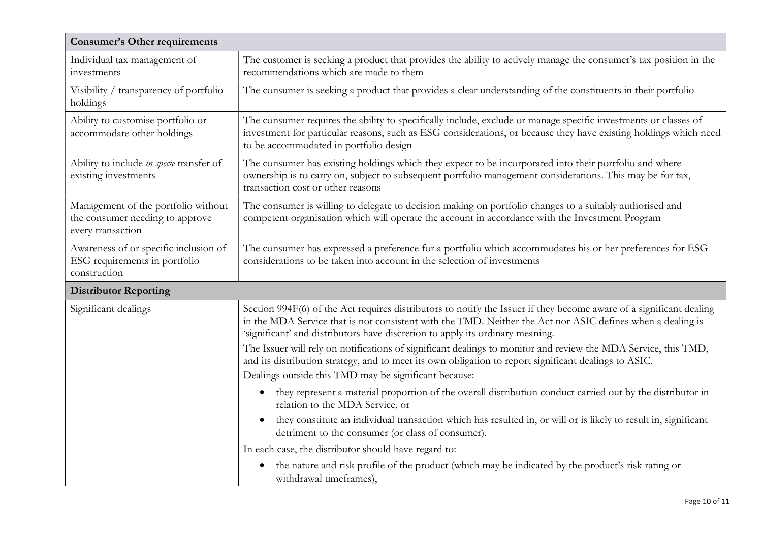| **Consumer's Other requirements** | |
|---|---|
| Individual tax management of investments | The customer is seeking a product that provides the ability to actively manage the consumer's tax position in the recommendations which are made to them |
| Visibility / transparency of portfolio holdings | The consumer is seeking a product that provides a clear understanding of the constituents in their portfolio |
| Ability to customise portfolio or accommodate other holdings | The consumer requires the ability to specifically include, exclude or manage specific investments or classes of investment for particular reasons, such as ESG considerations, or because they have existing holdings which need to be accommodated in portfolio design |
| Ability to include *in specie* transfer of existing investments | The consumer has existing holdings which they expect to be incorporated into their portfolio and where ownership is to carry on, subject to subsequent portfolio management considerations. This may be for tax, transaction cost or other reasons |
| Management of the portfolio without the consumer needing to approve every transaction | The consumer is willing to delegate to decision making on portfolio changes to a suitably authorised and competent organisation which will operate the account in accordance with the Investment Program |
| Awareness of or specific inclusion of ESG requirements in portfolio construction | The consumer has expressed a preference for a portfolio which accommodates his or her preferences for ESG considerations to be taken into account in the selection of investments |
| **Distributor Reporting** | |
| Significant dealings | Section 994F(6) of the Act requires distributors to notify the Issuer if they become aware of a significant dealing in the MDA Service that is not consistent with the TMD. Neither the Act nor ASIC defines when a dealing is 'significant' and distributors have discretion to apply its ordinary meaning.<br><br>The Issuer will rely on notifications of significant dealings to monitor and review the MDA Service, this TMD, and its distribution strategy, and to meet its own obligation to report significant dealings to ASIC.<br><br>Dealings outside this TMD may be significant because:<br>• they represent a material proportion of the overall distribution conduct carried out by the distributor in relation to the MDA Service, or<br>• they constitute an individual transaction which has resulted in, or will or is likely to result in, significant detriment to the consumer (or class of consumer).<br><br>In each case, the distributor should have regard to:<br>• the nature and risk profile of the product (which may be indicated by the product's risk rating or withdrawal timeframes), |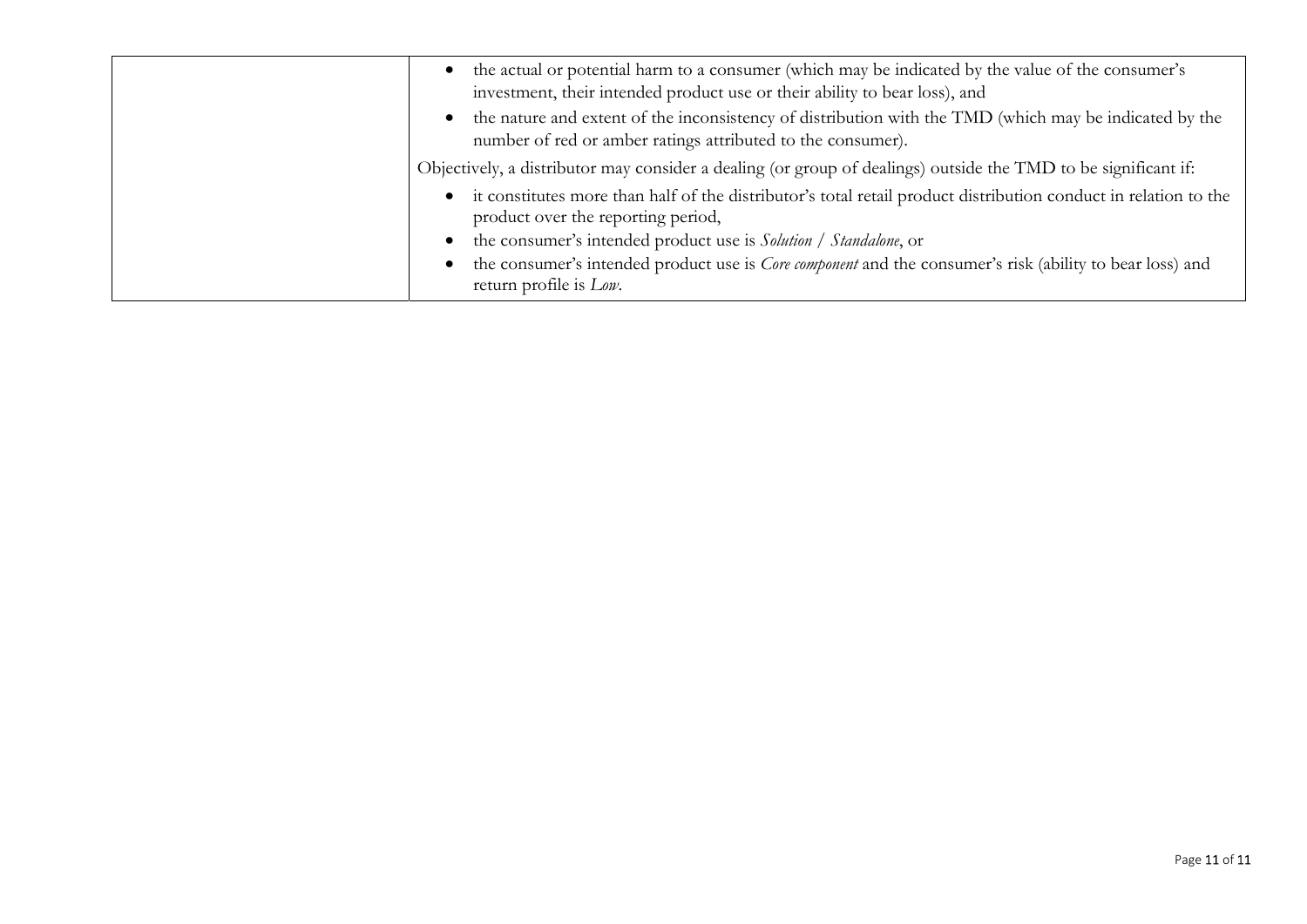| | |
|---|---|
| | - the actual or potential harm to a consumer (which may be indicated by the value of the consumer's investment, their intended product use or their ability to bear loss), and<br>- the nature and extent of the inconsistency of distribution with the TMD (which may be indicated by the number of red or amber ratings attributed to the consumer).<br><br>Objectively, a distributor may consider a dealing (or group of dealings) outside the TMD to be significant if:<br><br>- it constitutes more than half of the distributor's total retail product distribution conduct in relation to the product over the reporting period,<br>- the consumer's intended product use is *Solution / Standalone*, or<br>- the consumer's intended product use is *Core component* and the consumer's risk (ability to bear loss) and return profile is *Low*. |